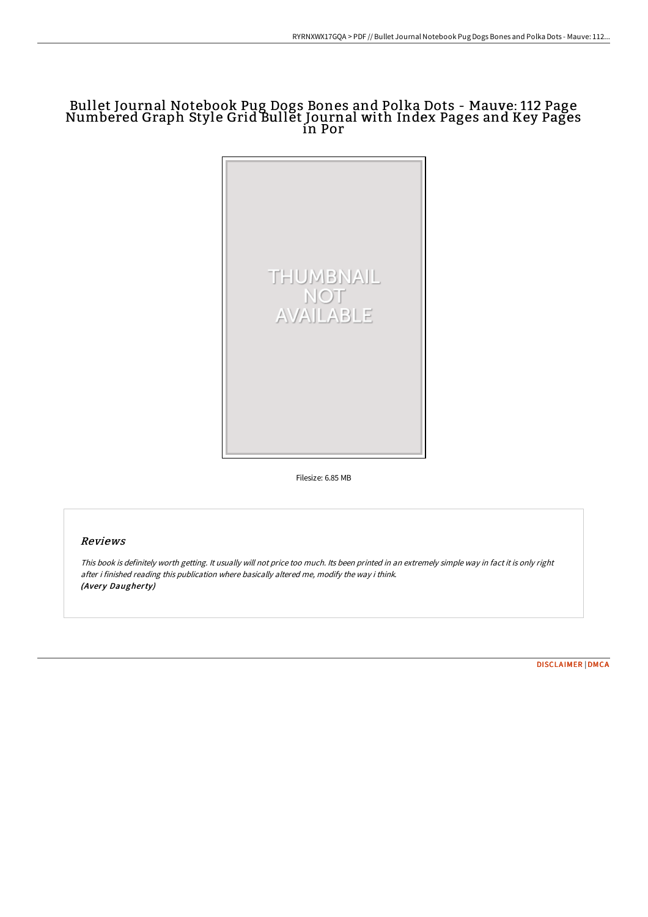# Bullet Journal Notebook Pug Dogs Bones and Polka Dots - Mauve: 112 Page Numbered Graph Style Grid Bullet Journal with Index Pages and Key Pages in Por

THUMBNAIL NOT AVAILABLE

Filesize: 6.85 MB

## Reviews

*This book is definitely worth getting. It usually will not price too much. Its been printed in an extremely simple way in fact it is only right after i finished reading this publication where basically altered me, modify the way i think.*
*(Avery Daugherty)*

[DISCLAIMER](#) | [DMCA](#)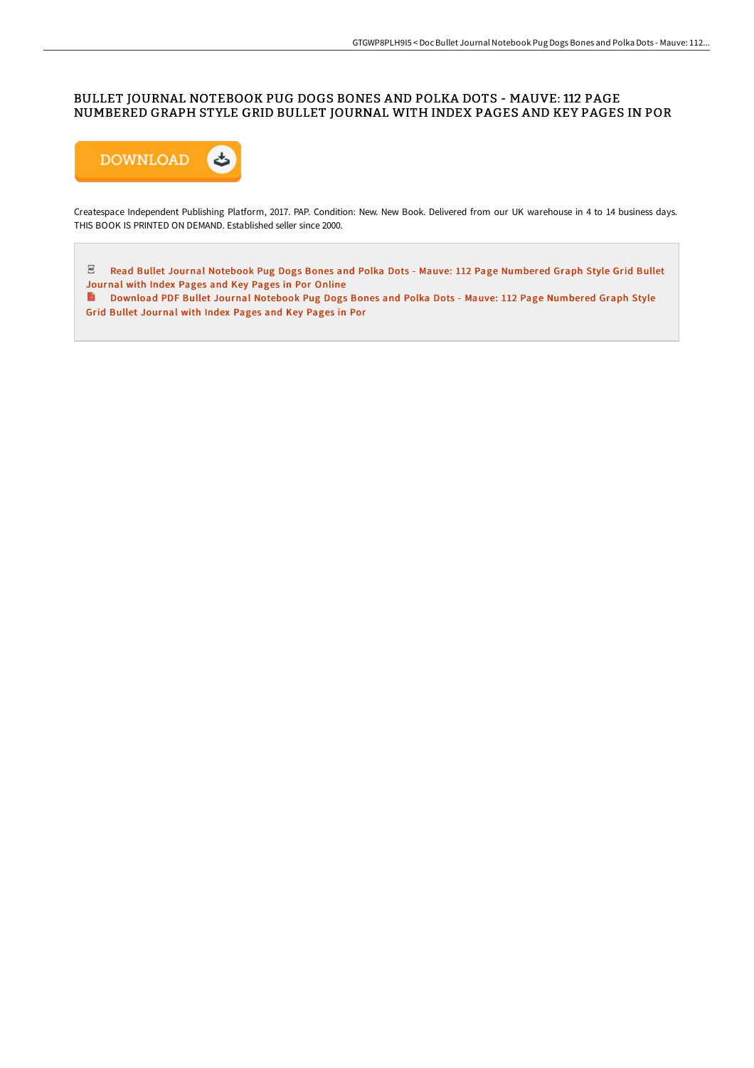# BULLET JOURNAL NOTEBOOK PUG DOGS BONES AND POLKA DOTS - MAUVE: 112 PAGE NUMBERED GRAPH STYLE GRID BULLET JOURNAL WITH INDEX PAGES AND KEY PAGES IN POR

DOWNLOAD

Createspace Independent Publishing Platform, 2017. PAP. Condition: New. New Book. Delivered from our UK warehouse in 4 to 14 business days. THIS BOOK IS PRINTED ON DEMAND. Established seller since 2000.

Read Bullet Journal Notebook Pug Dogs Bones and Polka Dots - Mauve: 112 Page Numbered Graph Style Grid Bullet Journal with Index Pages and Key Pages in Por Online

Download PDF Bullet Journal Notebook Pug Dogs Bones and Polka Dots - Mauve: 112 Page Numbered Graph Style Grid Bullet Journal with Index Pages and Key Pages in Por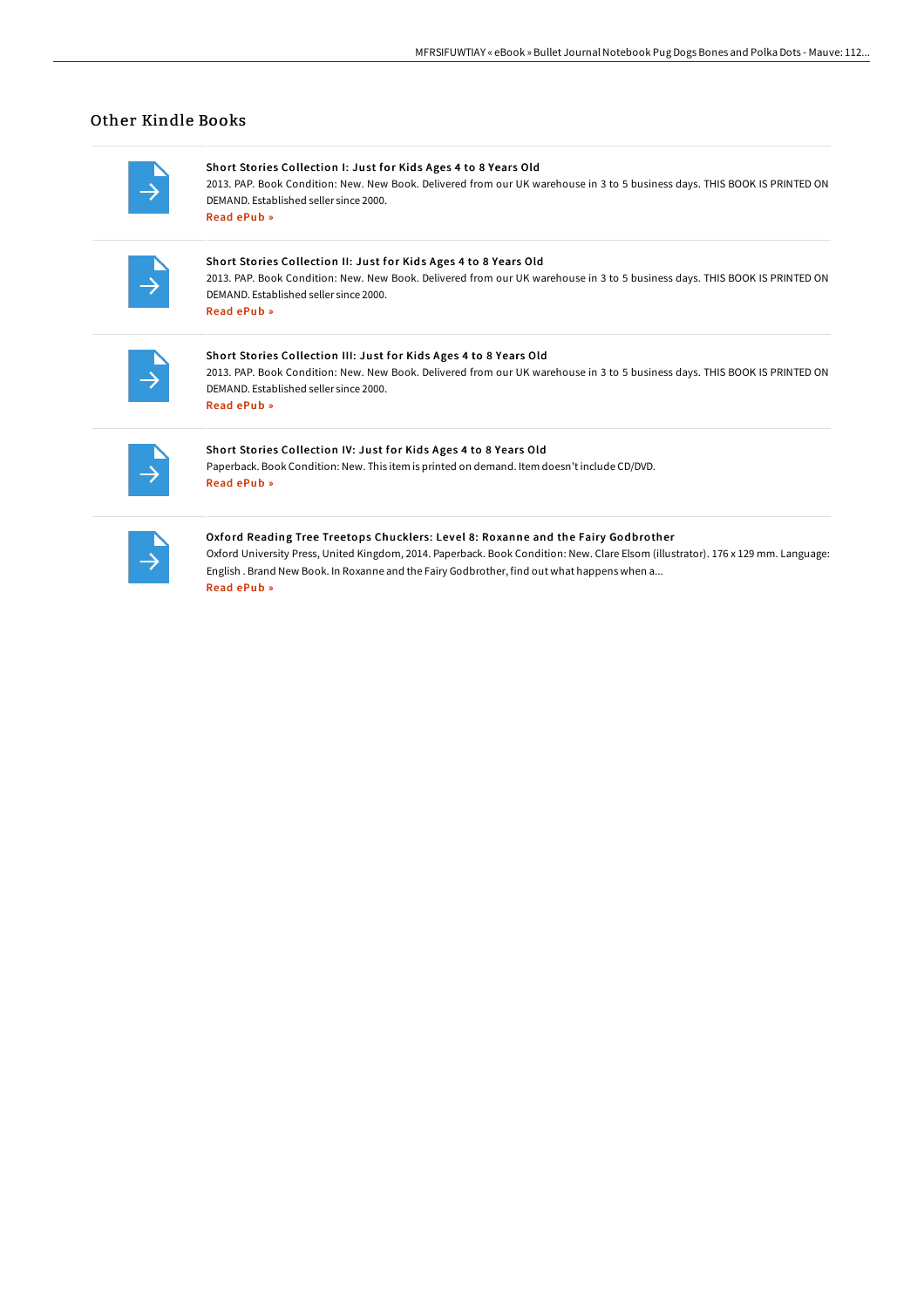## Other Kindle Books

### Short Stories Collection I: Just for Kids Ages 4 to 8 Years Old

2013. PAP. Book Condition: New. New Book. Delivered from our UK warehouse in 3 to 5 business days. THIS BOOK IS PRINTED ON DEMAND. Established seller since 2000.

Read ePub »

### Short Stories Collection II: Just for Kids Ages 4 to 8 Years Old

2013. PAP. Book Condition: New. New Book. Delivered from our UK warehouse in 3 to 5 business days. THIS BOOK IS PRINTED ON DEMAND. Established seller since 2000.

Read ePub »

### Short Stories Collection III: Just for Kids Ages 4 to 8 Years Old

2013. PAP. Book Condition: New. New Book. Delivered from our UK warehouse in 3 to 5 business days. THIS BOOK IS PRINTED ON DEMAND. Established seller since 2000.

Read ePub »

### Short Stories Collection IV: Just for Kids Ages 4 to 8 Years Old

Paperback. Book Condition: New. This item is printed on demand. Item doesn't include CD/DVD.

Read ePub »

### Oxford Reading Tree Treetops Chucklers: Level 8: Roxanne and the Fairy Godbrother

Oxford University Press, United Kingdom, 2014. Paperback. Book Condition: New. Clare Elsom (illustrator). 176 x 129 mm. Language: English . Brand New Book. In Roxanne and the Fairy Godbrother, find out what happens when a...

Read ePub »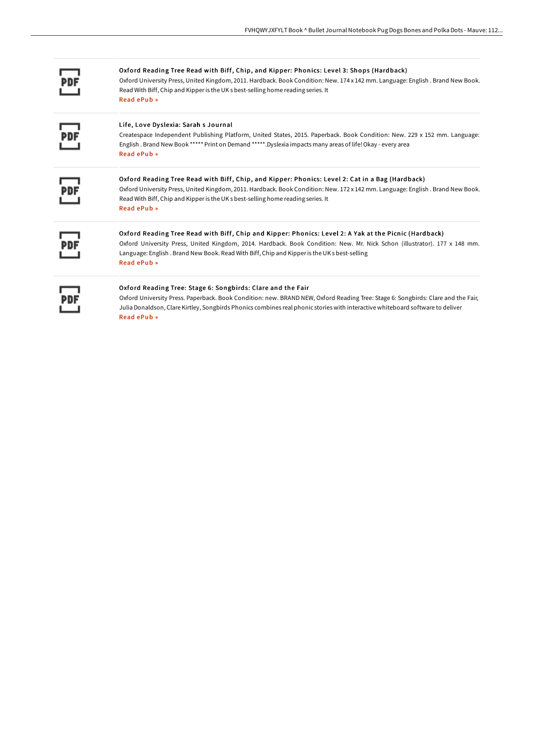### Oxford Reading Tree Read with Biff, Chip, and Kipper: Phonics: Level 3: Shops (Hardback)

Oxford University Press, United Kingdom, 2011. Hardback. Book Condition: New. 174 x 142 mm. Language: English . Brand New Book. Read With Biff, Chip and Kipper is the UK s best-selling home reading series. It

Read ePub »

### Life, Love Dyslexia: Sarah s Journal

Createspace Independent Publishing Platform, United States, 2015. Paperback. Book Condition: New. 229 x 152 mm. Language: English . Brand New Book ***** Print on Demand *****.Dyslexia impacts many areas of life! Okay - every area

Read ePub »

### Oxford Reading Tree Read with Biff, Chip, and Kipper: Phonics: Level 2: Cat in a Bag (Hardback)

Oxford University Press, United Kingdom, 2011. Hardback. Book Condition: New. 172 x 142 mm. Language: English . Brand New Book. Read With Biff, Chip and Kipper is the UK s best-selling home reading series. It

Read ePub »

### Oxford Reading Tree Read with Biff, Chip and Kipper: Phonics: Level 2: A Yak at the Picnic (Hardback)

Oxford University Press, United Kingdom, 2014. Hardback. Book Condition: New. Mr. Nick Schon (illustrator). 177 x 148 mm. Language: English . Brand New Book. Read With Biff, Chip and Kipper is the UK s best-selling

Read ePub »

### Oxford Reading Tree: Stage 6: Songbirds: Clare and the Fair

Oxford University Press. Paperback. Book Condition: new. BRAND NEW, Oxford Reading Tree: Stage 6: Songbirds: Clare and the Fair, Julia Donaldson, Clare Kirtley, Songbirds Phonics combines real phonic stories with interactive whiteboard software to deliver

Read ePub »